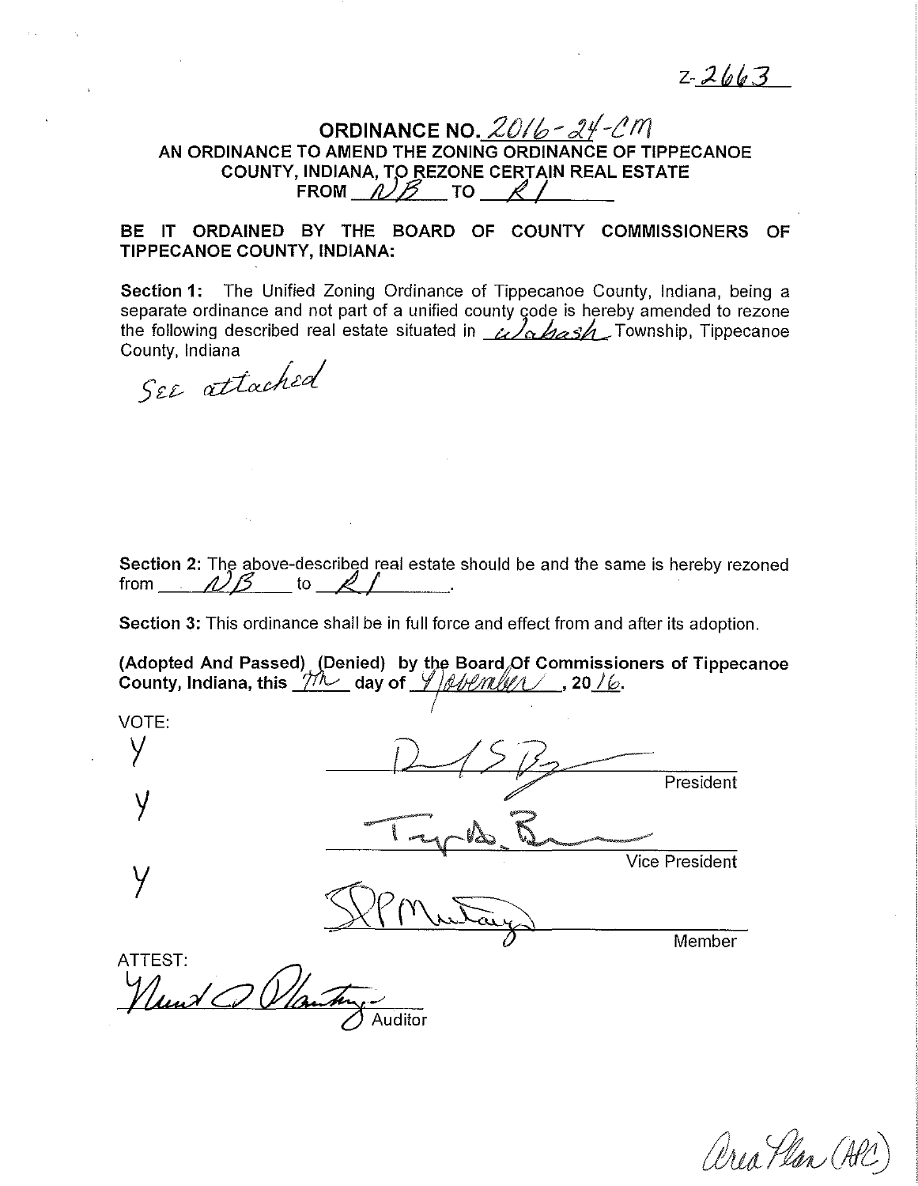Z-2663

# ORDINANCE NO. 2016-24-CM

## AN ORDINANCE TO AMEND THE ZONING ORDINANCE OF TIPPECANOE COUNTY, INDIANA, TO REZONE CERTAIN REAL ESTATE FROM NB TO R1

**BE IT ORDAINED BY THE BOARD OF COUNTY COMMISSIONERS OF TIPPECANOE COUNTY, INDIANA:**

**Section 1:** The Unified Zoning Ordinance of Tippecanoe County, Indiana, being a separate ordinance and not part of a unified county code is hereby amended to rezone the following described real estate situated in Wabash Township, Tippecanoe County, Indiana

See attached

**Section 2:** The above-described real estate should be and the same is hereby rezoned from NB to R1.

**Section 3:** This ordinance shall be in full force and effect from and after its adoption.

**(Adopted And Passed) (Denied) by the Board Of Commissioners of Tippecanoe County, Indiana, this 7th day of November, 2016.**

VOTE:

| Vote | Signature | Title |
|---|---|---|
| Y | [signature] | President |
| Y | [signature] | Vice President |
| Y | [signature] | Member |

ATTEST:

[signature] Auditor

Area Plan (APC)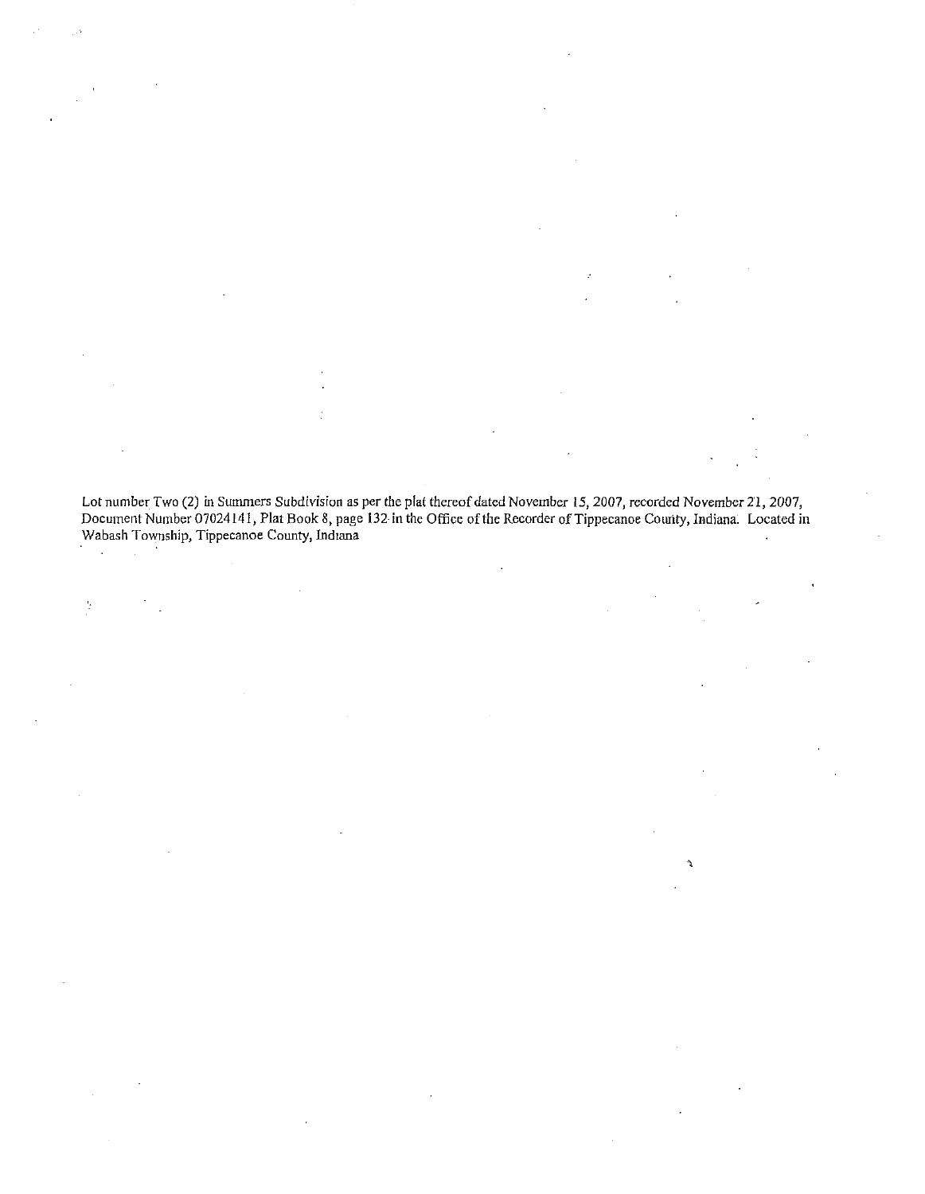Lot number Two (2) in Summers Subdivision as per the plat thereof dated November 15, 2007, recorded November 21, 2007, Document Number 07024141, Plat Book 8, page 132 in the Office of the Recorder of Tippecanoe County, Indiana. Located in Wabash Township, Tippecanoe County, Indiana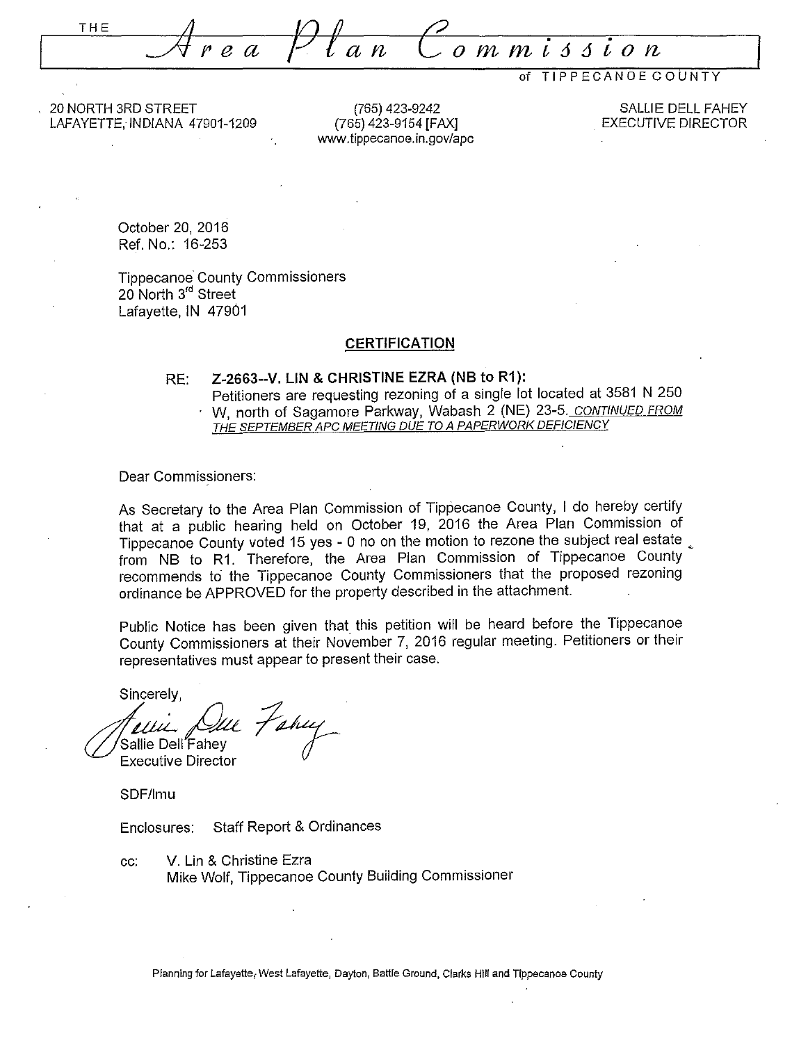THE **Area Plan Commission** of TIPPECANOE COUNTY

20 NORTH 3RD STREET
LAFAYETTE, INDIANA 47901-1209

(765) 423-9242
(765) 423-9154 [FAX]
www.tippecanoe.in.gov/apc

SALLIE DELL FAHEY
EXECUTIVE DIRECTOR

October 20, 2016
Ref. No.: 16-253

Tippecanoe County Commissioners
20 North 3rd Street
Lafayette, IN 47901

## CERTIFICATION

RE: **Z-2663--V. LIN & CHRISTINE EZRA (NB to R1):**
Petitioners are requesting rezoning of a single lot located at 3581 N 250 W, north of Sagamore Parkway, Wabash 2 (NE) 23-5. *CONTINUED FROM THE SEPTEMBER APC MEETING DUE TO A PAPERWORK DEFICIENCY*

Dear Commissioners:

As Secretary to the Area Plan Commission of Tippecanoe County, I do hereby certify that at a public hearing held on October 19, 2016 the Area Plan Commission of Tippecanoe County voted 15 yes - 0 no on the motion to rezone the subject real estate from NB to R1. Therefore, the Area Plan Commission of Tippecanoe County recommends to the Tippecanoe County Commissioners that the proposed rezoning ordinance be APPROVED for the property described in the attachment.

Public Notice has been given that this petition will be heard before the Tippecanoe County Commissioners at their November 7, 2016 regular meeting. Petitioners or their representatives must appear to present their case.

Sincerely,

Sallie Dell Fahey
Executive Director

SDF/lmu

Enclosures: Staff Report & Ordinances

cc: V. Lin & Christine Ezra
Mike Wolf, Tippecanoe County Building Commissioner

Planning for Lafayette, West Lafayette, Dayton, Battle Ground, Clarks Hill and Tippecanoe County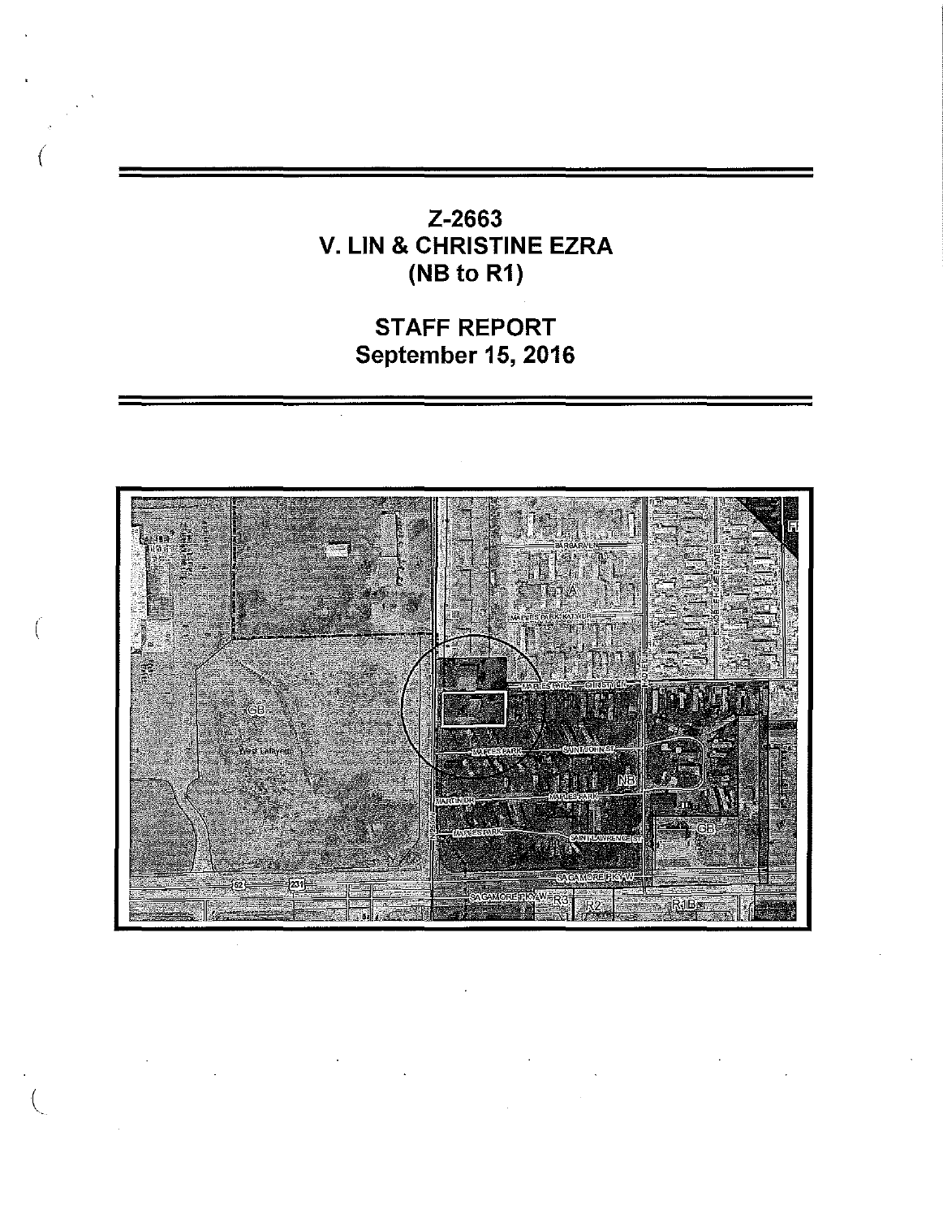# Z-2663
# V. LIN & CHRISTINE EZRA
# (NB to R1)

## STAFF REPORT
## September 15, 2016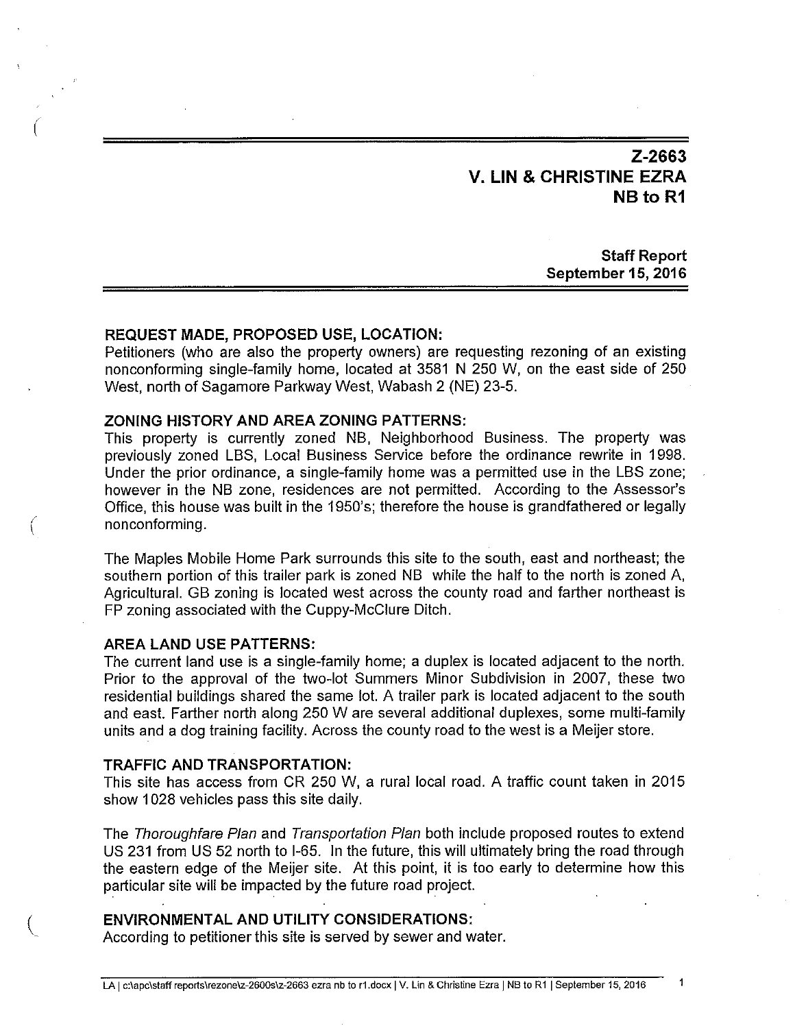# Z-2663
# V. LIN & CHRISTINE EZRA
# NB to R1

**Staff Report**
**September 15, 2016**

## REQUEST MADE, PROPOSED USE, LOCATION:

Petitioners (who are also the property owners) are requesting rezoning of an existing nonconforming single-family home, located at 3581 N 250 W, on the east side of 250 West, north of Sagamore Parkway West, Wabash 2 (NE) 23-5.

## ZONING HISTORY AND AREA ZONING PATTERNS:

This property is currently zoned NB, Neighborhood Business. The property was previously zoned LBS, Local Business Service before the ordinance rewrite in 1998. Under the prior ordinance, a single-family home was a permitted use in the LBS zone; however in the NB zone, residences are not permitted. According to the Assessor's Office, this house was built in the 1950's; therefore the house is grandfathered or legally nonconforming.

The Maples Mobile Home Park surrounds this site to the south, east and northeast; the southern portion of this trailer park is zoned NB while the half to the north is zoned A, Agricultural. GB zoning is located west across the county road and farther northeast is FP zoning associated with the Cuppy-McClure Ditch.

## AREA LAND USE PATTERNS:

The current land use is a single-family home; a duplex is located adjacent to the north. Prior to the approval of the two-lot Summers Minor Subdivision in 2007, these two residential buildings shared the same lot. A trailer park is located adjacent to the south and east. Farther north along 250 W are several additional duplexes, some multi-family units and a dog training facility. Across the county road to the west is a Meijer store.

## TRAFFIC AND TRANSPORTATION:

This site has access from CR 250 W, a rural local road. A traffic count taken in 2015 show 1028 vehicles pass this site daily.

The *Thoroughfare Plan* and *Transportation Plan* both include proposed routes to extend US 231 from US 52 north to I-65. In the future, this will ultimately bring the road through the eastern edge of the Meijer site. At this point, it is too early to determine how this particular site will be impacted by the future road project.

## ENVIRONMENTAL AND UTILITY CONSIDERATIONS:

According to petitioner this site is served by sewer and water.